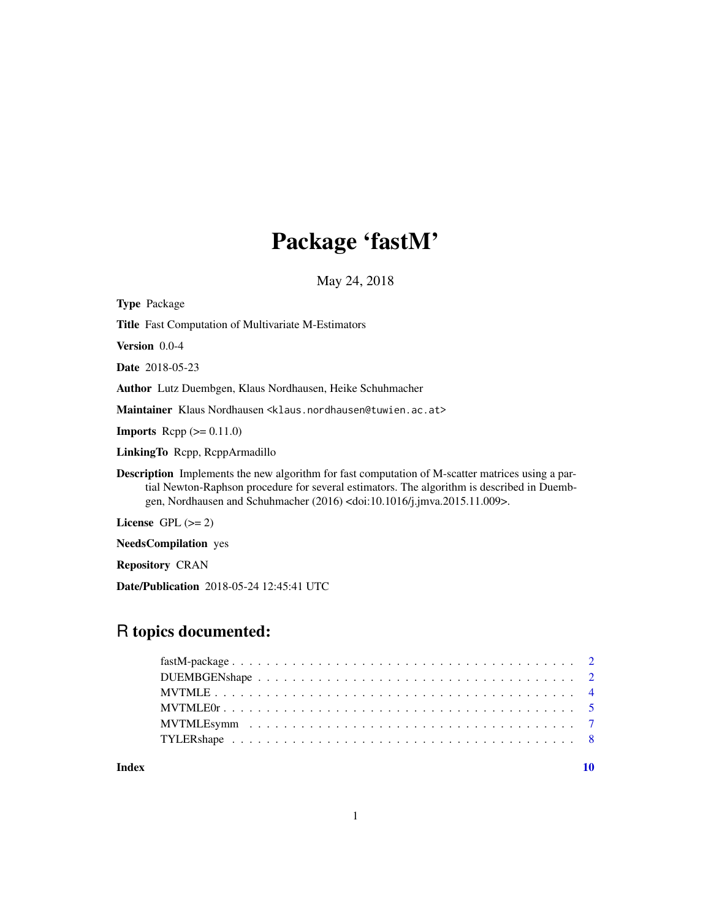# Package 'fastM'

May 24, 2018

**Type** Package

**Title** Fast Computation of Multivariate M-Estimators

**Version** 0.0-4

**Date** 2018-05-23

**Author** Lutz Duembgen, Klaus Nordhausen, Heike Schuhmacher

**Maintainer** Klaus Nordhausen <klaus.nordhausen@tuwien.ac.at>

**Imports** Rcpp (>= 0.11.0)

**LinkingTo** Rcpp, RcppArmadillo

**Description** Implements the new algorithm for fast computation of M-scatter matrices using a partial Newton-Raphson procedure for several estimators. The algorithm is described in Duembgen, Nordhausen and Schuhmacher (2016) <doi:10.1016/j.jmva.2015.11.009>.

**License** GPL (>= 2)

**NeedsCompilation** yes

**Repository** CRAN

**Date/Publication** 2018-05-24 12:45:41 UTC

## R topics documented:

| | |
|---|---|
| fastM-package | 2 |
| DUEMBGENshape | 2 |
| MVTMLE | 4 |
| MVTMLE0r | 5 |
| MVTMLEsymm | 7 |
| TYLERshape | 8 |
| **Index** | **10** |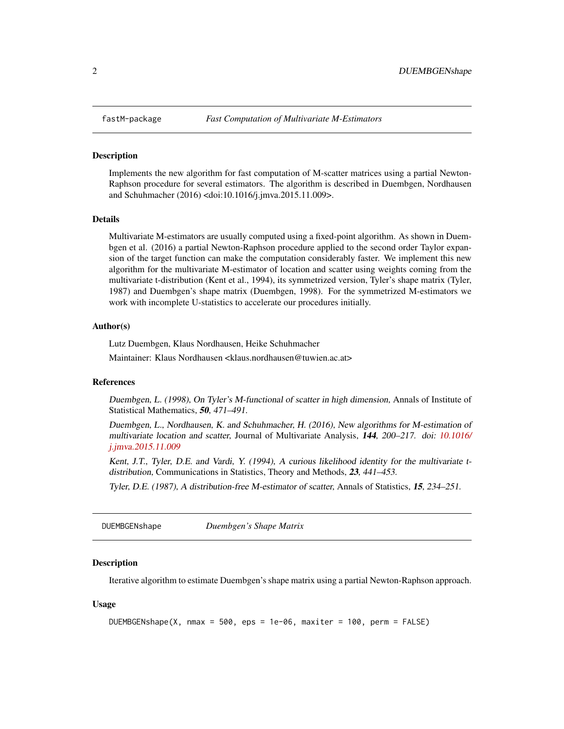## fastM-package *Fast Computation of Multivariate M-Estimators*

### Description

Implements the new algorithm for fast computation of M-scatter matrices using a partial Newton-Raphson procedure for several estimators. The algorithm is described in Duembgen, Nordhausen and Schuhmacher (2016) <doi:10.1016/j.jmva.2015.11.009>.

### Details

Multivariate M-estimators are usually computed using a fixed-point algorithm. As shown in Duembgen et al. (2016) a partial Newton-Raphson procedure applied to the second order Taylor expansion of the target function can make the computation considerably faster. We implement this new algorithm for the multivariate M-estimator of location and scatter using weights coming from the multivariate t-distribution (Kent et al., 1994), its symmetrized version, Tyler's shape matrix (Tyler, 1987) and Duembgen's shape matrix (Duembgen, 1998). For the symmetrized M-estimators we work with incomplete U-statistics to accelerate our procedures initially.

### Author(s)

Lutz Duembgen, Klaus Nordhausen, Heike Schuhmacher

Maintainer: Klaus Nordhausen <klaus.nordhausen@tuwien.ac.at>

### References

*Duembgen, L. (1998), On Tyler's M-functional of scatter in high dimension,* Annals of Institute of Statistical Mathematics, ***50****, 471–491.*

*Duembgen, L., Nordhausen, K. and Schuhmacher, H. (2016), New algorithms for M-estimation of multivariate location and scatter,* Journal of Multivariate Analysis, ***144****, 200–217. doi: 10.1016/j.jmva.2015.11.009*

*Kent, J.T., Tyler, D.E. and Vardi, Y. (1994), A curious likelihood identity for the multivariate t-distribution,* Communications in Statistics, Theory and Methods, ***23****, 441–453.*

*Tyler, D.E. (1987), A distribution-free M-estimator of scatter,* Annals of Statistics, ***15****, 234–251.*

## DUEMBGENshape *Duembgen's Shape Matrix*

### Description

Iterative algorithm to estimate Duembgen's shape matrix using a partial Newton-Raphson approach.

### Usage

```
DUEMBGENshape(X, nmax = 500, eps = 1e-06, maxiter = 100, perm = FALSE)
```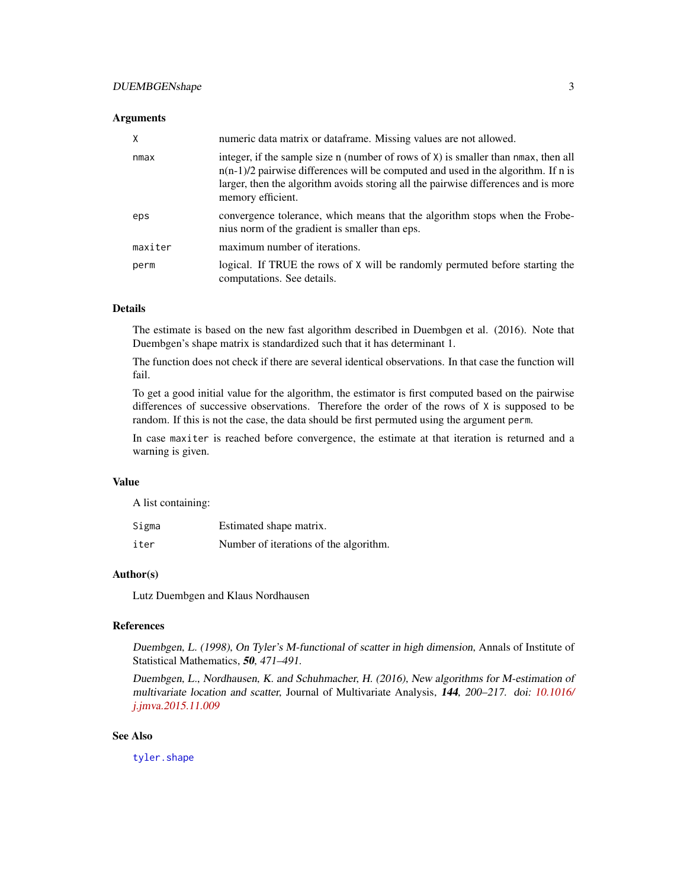### Arguments

| | |
|---|---|
| `X` | numeric data matrix or dataframe. Missing values are not allowed. |
| `nmax` | integer, if the sample size n (number of rows of `X`) is smaller than `nmax`, then all n(n-1)/2 pairwise differences will be computed and used in the algorithm. If n is larger, then the algorithm avoids storing all the pairwise differences and is more memory efficient. |
| `eps` | convergence tolerance, which means that the algorithm stops when the Frobenius norm of the gradient is smaller than eps. |
| `maxiter` | maximum number of iterations. |
| `perm` | logical. If TRUE the rows of `X` will be randomly permuted before starting the computations. See details. |

### Details

The estimate is based on the new fast algorithm described in Duembgen et al. (2016). Note that Duembgen's shape matrix is standardized such that it has determinant 1.

The function does not check if there are several identical observations. In that case the function will fail.

To get a good initial value for the algorithm, the estimator is first computed based on the pairwise differences of successive observations. Therefore the order of the rows of `X` is supposed to be random. If this is not the case, the data should be first permuted using the argument `perm`.

In case `maxiter` is reached before convergence, the estimate at that iteration is returned and a warning is given.

### Value

A list containing:

| | |
|---|---|
| `Sigma` | Estimated shape matrix. |
| `iter` | Number of iterations of the algorithm. |

### Author(s)

Lutz Duembgen and Klaus Nordhausen

### References

*Duembgen, L. (1998), On Tyler's M-functional of scatter in high dimension,* Annals of Institute of Statistical Mathematics, ***50****, 471–491.*

*Duembgen, L., Nordhausen, K. and Schuhmacher, H. (2016), New algorithms for M-estimation of multivariate location and scatter,* Journal of Multivariate Analysis, ***144****, 200–217. doi: 10.1016/j.jmva.2015.11.009*

### See Also

`tyler.shape`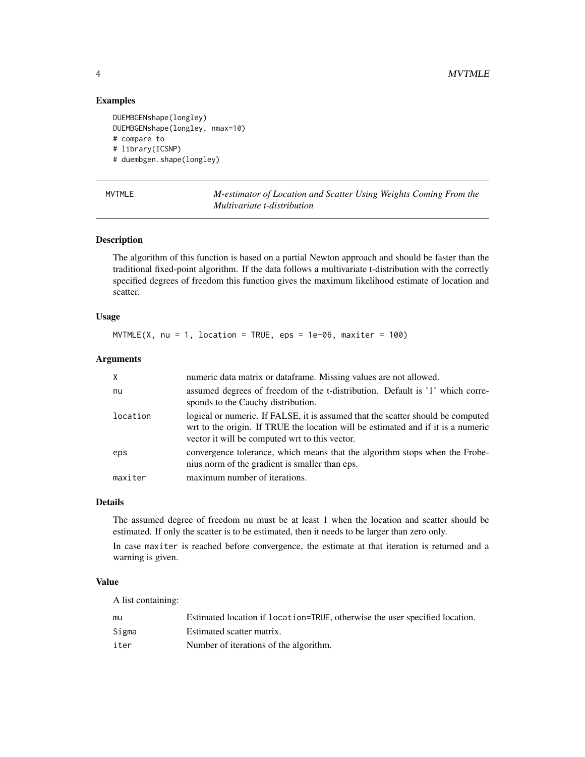### Examples

```
DUEMBGENshape(longley)
DUEMBGENshape(longley, nmax=10)
# compare to
# library(ICSNP)
# duembgen.shape(longley)
```

---

## MVTMLE — *M-estimator of Location and Scatter Using Weights Coming From the Multivariate t-distribution*

---

### Description

The algorithm of this function is based on a partial Newton approach and should be faster than the traditional fixed-point algorithm. If the data follows a multivariate t-distribution with the correctly specified degrees of freedom this function gives the maximum likelihood estimate of location and scatter.

### Usage

```
MVTMLE(X, nu = 1, location = TRUE, eps = 1e-06, maxiter = 100)
```

### Arguments

| | |
|---|---|
| X | numeric data matrix or dataframe. Missing values are not allowed. |
| nu | assumed degrees of freedom of the t-distribution. Default is '1' which corresponds to the Cauchy distribution. |
| location | logical or numeric. If FALSE, it is assumed that the scatter should be computed wrt to the origin. If TRUE the location will be estimated and if it is a numeric vector it will be computed wrt to this vector. |
| eps | convergence tolerance, which means that the algorithm stops when the Frobenius norm of the gradient is smaller than eps. |
| maxiter | maximum number of iterations. |

### Details

The assumed degree of freedom nu must be at least 1 when the location and scatter should be estimated. If only the scatter is to be estimated, then it needs to be larger than zero only.

In case `maxiter` is reached before convergence, the estimate at that iteration is returned and a warning is given.

### Value

A list containing:

| | |
|---|---|
| mu | Estimated location if `location=TRUE`, otherwise the user specified location. |
| Sigma | Estimated scatter matrix. |
| iter | Number of iterations of the algorithm. |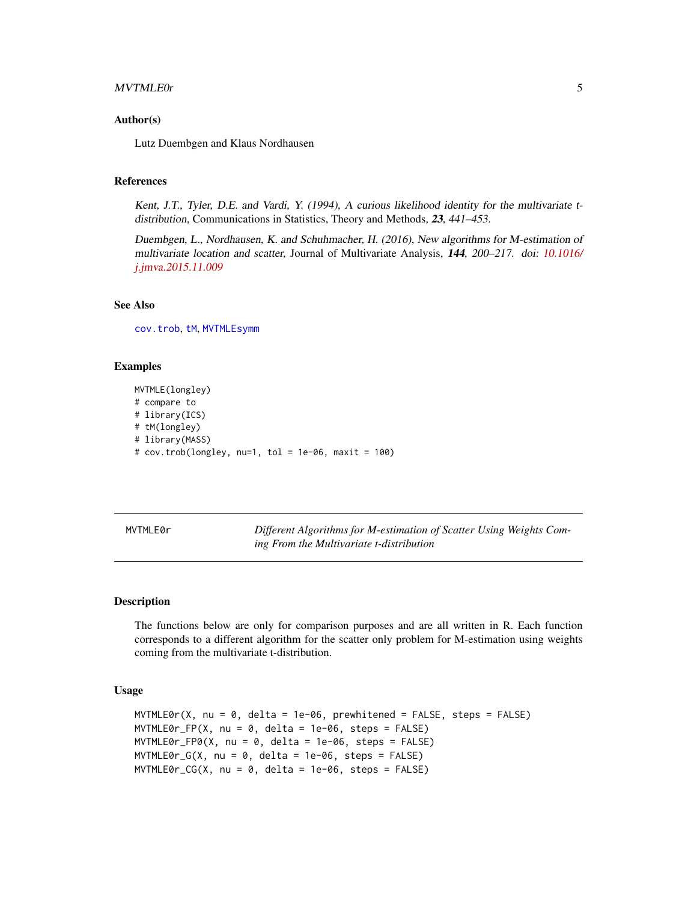### Author(s)

Lutz Duembgen and Klaus Nordhausen

### References

*Kent, J.T., Tyler, D.E. and Vardi, Y. (1994), A curious likelihood identity for the multivariate t-distribution,* Communications in Statistics, Theory and Methods, ***23***, *441–453.*

*Duembgen, L., Nordhausen, K. and Schuhmacher, H. (2016), New algorithms for M-estimation of multivariate location and scatter,* Journal of Multivariate Analysis, ***144***, *200–217. doi: 10.1016/j.jmva.2015.11.009*

### See Also

`cov.trob`, `tM`, `MVTMLEsymm`

### Examples

```
MVTMLE(longley)
# compare to
# library(ICS)
# tM(longley)
# library(MASS)
# cov.trob(longley, nu=1, tol = 1e-06, maxit = 100)
```

---

## MVTMLE0r — *Different Algorithms for M-estimation of Scatter Using Weights Coming From the Multivariate t-distribution*

---

### Description

The functions below are only for comparison purposes and are all written in R. Each function corresponds to a different algorithm for the scatter only problem for M-estimation using weights coming from the multivariate t-distribution.

### Usage

```
MVTMLE0r(X, nu = 0, delta = 1e-06, prewhitened = FALSE, steps = FALSE)
MVTMLE0r_FP(X, nu = 0, delta = 1e-06, steps = FALSE)
MVTMLE0r_FP0(X, nu = 0, delta = 1e-06, steps = FALSE)
MVTMLE0r_G(X, nu = 0, delta = 1e-06, steps = FALSE)
MVTMLE0r_CG(X, nu = 0, delta = 1e-06, steps = FALSE)
```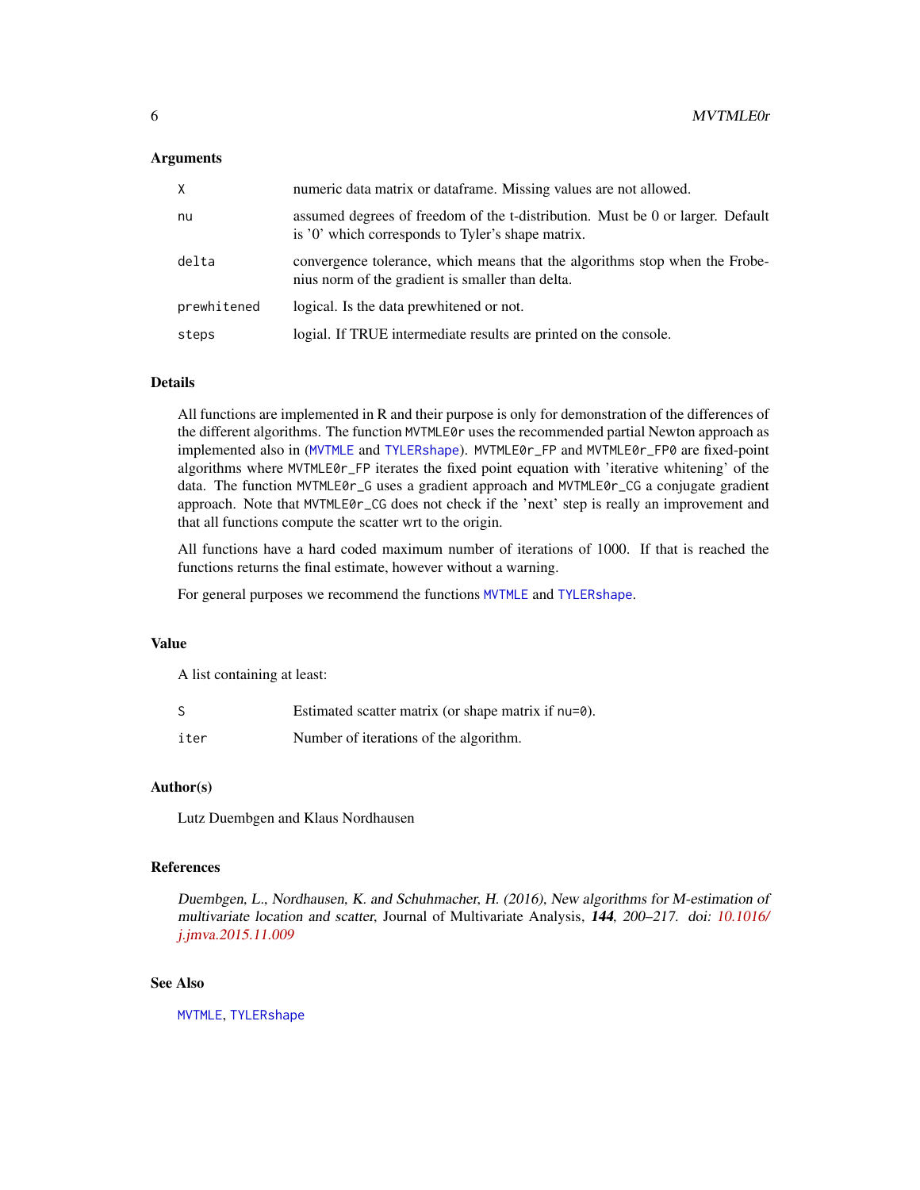### Arguments

| | |
|---|---|
| `X` | numeric data matrix or dataframe. Missing values are not allowed. |
| `nu` | assumed degrees of freedom of the t-distribution. Must be 0 or larger. Default is '0' which corresponds to Tyler's shape matrix. |
| `delta` | convergence tolerance, which means that the algorithms stop when the Frobenius norm of the gradient is smaller than delta. |
| `prewhitened` | logical. Is the data prewhitened or not. |
| `steps` | logial. If TRUE intermediate results are printed on the console. |

### Details

All functions are implemented in R and their purpose is only for demonstration of the differences of the different algorithms. The function `MVTMLE0r` uses the recommended partial Newton approach as implemented also in (`MVTMLE` and `TYLERshape`). `MVTMLE0r_FP` and `MVTMLE0r_FP0` are fixed-point algorithms where `MVTMLE0r_FP` iterates the fixed point equation with 'iterative whitening' of the data. The function `MVTMLE0r_G` uses a gradient approach and `MVTMLE0r_CG` a conjugate gradient approach. Note that `MVTMLE0r_CG` does not check if the 'next' step is really an improvement and that all functions compute the scatter wrt to the origin.

All functions have a hard coded maximum number of iterations of 1000. If that is reached the functions returns the final estimate, however without a warning.

For general purposes we recommend the functions `MVTMLE` and `TYLERshape`.

### Value

A list containing at least:

| | |
|---|---|
| `S` | Estimated scatter matrix (or shape matrix if `nu=0`). |
| `iter` | Number of iterations of the algorithm. |

### Author(s)

Lutz Duembgen and Klaus Nordhausen

### References

*Duembgen, L., Nordhausen, K. and Schuhmacher, H. (2016), New algorithms for M-estimation of multivariate location and scatter*, Journal of Multivariate Analysis, ***144***, *200–217. doi: 10.1016/j.jmva.2015.11.009*

### See Also

`MVTMLE`, `TYLERshape`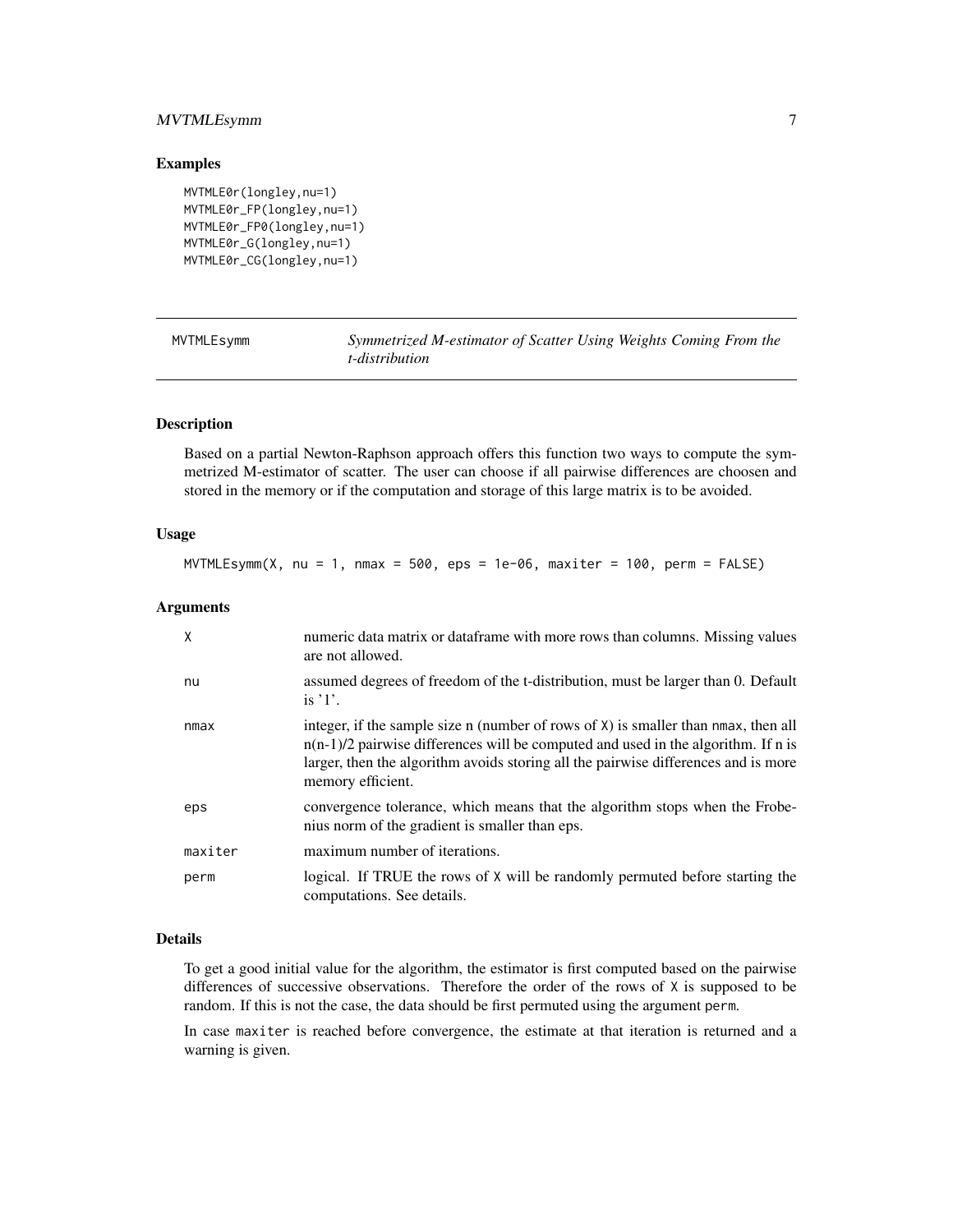## Examples

```
MVTMLE0r(longley,nu=1)
MVTMLE0r_FP(longley,nu=1)
MVTMLE0r_FP0(longley,nu=1)
MVTMLE0r_G(longley,nu=1)
MVTMLE0r_CG(longley,nu=1)
```

---

# MVTMLEsymm — *Symmetrized M-estimator of Scatter Using Weights Coming From the t-distribution*

---

## Description

Based on a partial Newton-Raphson approach offers this function two ways to compute the symmetrized M-estimator of scatter. The user can choose if all pairwise differences are choosen and stored in the memory or if the computation and storage of this large matrix is to be avoided.

## Usage

```
MVTMLEsymm(X, nu = 1, nmax = 500, eps = 1e-06, maxiter = 100, perm = FALSE)
```

## Arguments

| | |
|---|---|
| `X` | numeric data matrix or dataframe with more rows than columns. Missing values are not allowed. |
| `nu` | assumed degrees of freedom of the t-distribution, must be larger than 0. Default is '1'. |
| `nmax` | integer, if the sample size n (number of rows of `X`) is smaller than `nmax`, then all n(n-1)/2 pairwise differences will be computed and used in the algorithm. If n is larger, then the algorithm avoids storing all the pairwise differences and is more memory efficient. |
| `eps` | convergence tolerance, which means that the algorithm stops when the Frobenius norm of the gradient is smaller than eps. |
| `maxiter` | maximum number of iterations. |
| `perm` | logical. If TRUE the rows of `X` will be randomly permuted before starting the computations. See details. |

## Details

To get a good initial value for the algorithm, the estimator is first computed based on the pairwise differences of successive observations. Therefore the order of the rows of `X` is supposed to be random. If this is not the case, the data should be first permuted using the argument `perm`.

In case `maxiter` is reached before convergence, the estimate at that iteration is returned and a warning is given.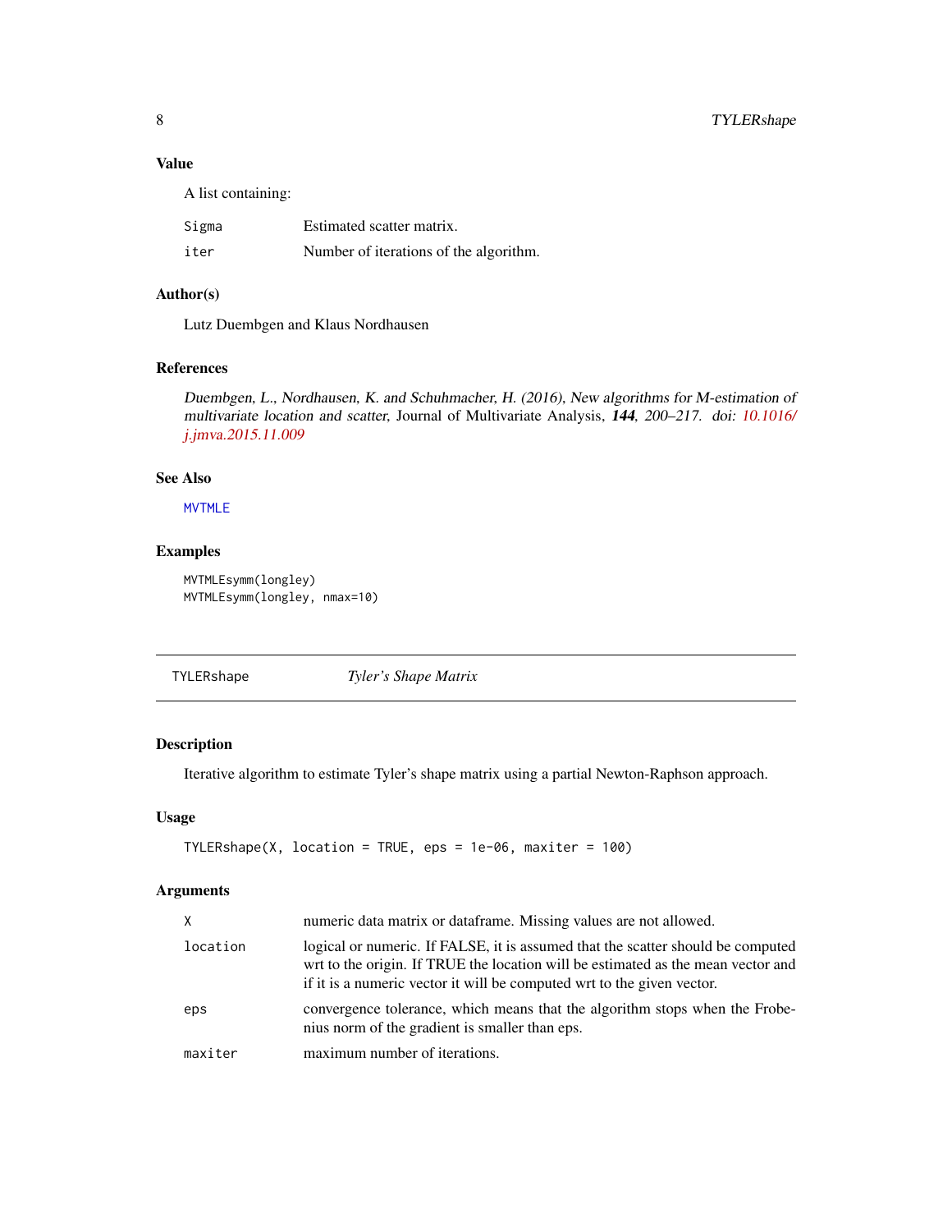### Value

A list containing:

| | |
|---|---|
| Sigma | Estimated scatter matrix. |
| iter | Number of iterations of the algorithm. |

### Author(s)

Lutz Duembgen and Klaus Nordhausen

### References

*Duembgen, L., Nordhausen, K. and Schuhmacher, H. (2016), New algorithms for M-estimation of multivariate location and scatter,* Journal of Multivariate Analysis, ***144****, 200–217. doi: 10.1016/j.jmva.2015.11.009*

### See Also

MVTMLE

### Examples

```
MVTMLEsymm(longley)
MVTMLEsymm(longley, nmax=10)
```

---

## TYLERshape — *Tyler's Shape Matrix*

---

### Description

Iterative algorithm to estimate Tyler's shape matrix using a partial Newton-Raphson approach.

### Usage

```
TYLERshape(X, location = TRUE, eps = 1e-06, maxiter = 100)
```

### Arguments

| | |
|---|---|
| X | numeric data matrix or dataframe. Missing values are not allowed. |
| location | logical or numeric. If FALSE, it is assumed that the scatter should be computed wrt to the origin. If TRUE the location will be estimated as the mean vector and if it is a numeric vector it will be computed wrt to the given vector. |
| eps | convergence tolerance, which means that the algorithm stops when the Frobenius norm of the gradient is smaller than eps. |
| maxiter | maximum number of iterations. |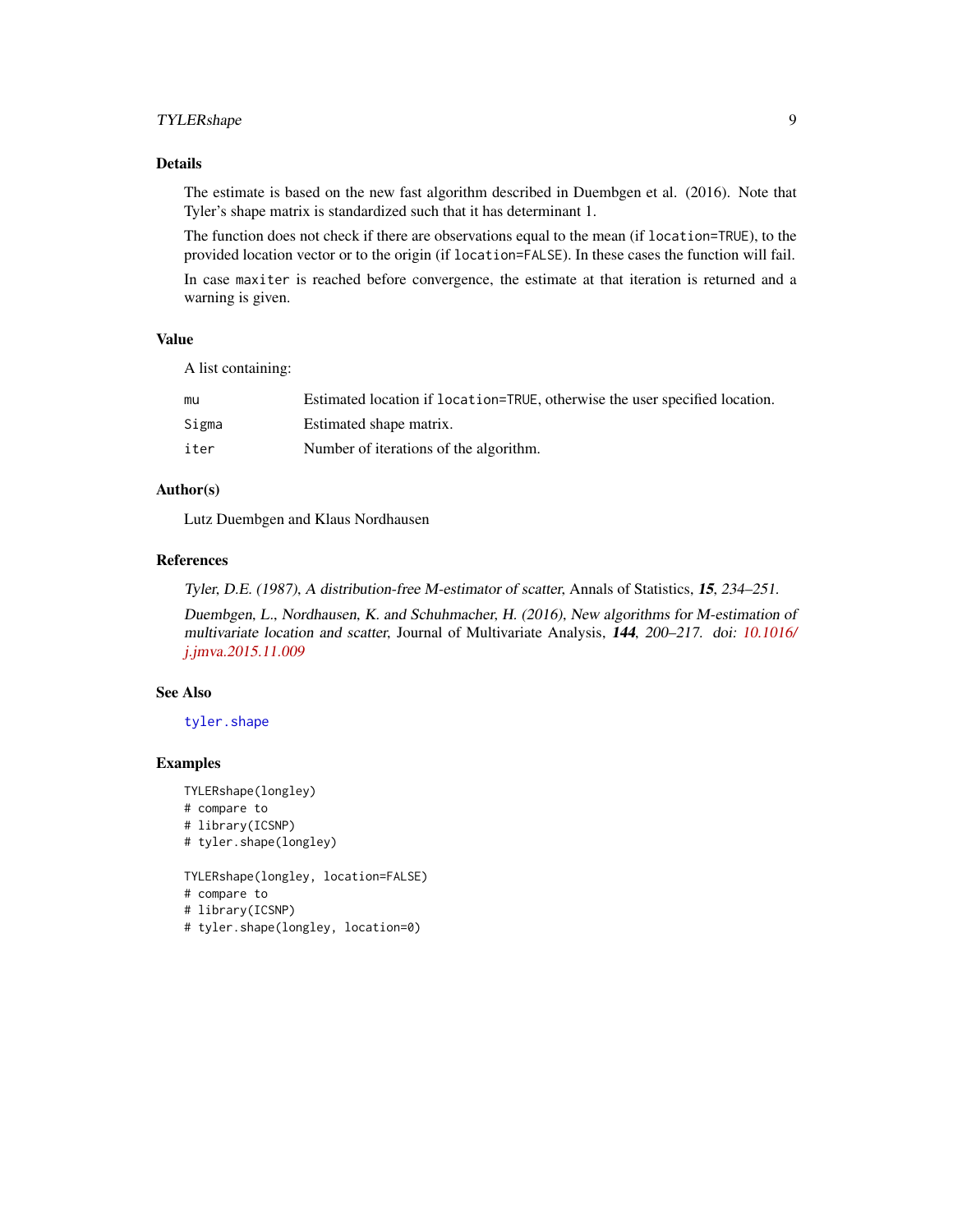### Details

The estimate is based on the new fast algorithm described in Duembgen et al. (2016). Note that Tyler's shape matrix is standardized such that it has determinant 1.

The function does not check if there are observations equal to the mean (if `location=TRUE`), to the provided location vector or to the origin (if `location=FALSE`). In these cases the function will fail.

In case `maxiter` is reached before convergence, the estimate at that iteration is returned and a warning is given.

### Value

A list containing:

| | |
|---|---|
| `mu` | Estimated location if `location=TRUE`, otherwise the user specified location. |
| `Sigma` | Estimated shape matrix. |
| `iter` | Number of iterations of the algorithm. |

### Author(s)

Lutz Duembgen and Klaus Nordhausen

### References

*Tyler, D.E. (1987), A distribution-free M-estimator of scatter,* Annals of Statistics, ***15****, 234–251.*

*Duembgen, L., Nordhausen, K. and Schuhmacher, H. (2016), New algorithms for M-estimation of multivariate location and scatter,* Journal of Multivariate Analysis, ***144****, 200–217. doi: 10.1016/j.jmva.2015.11.009*

### See Also

`tyler.shape`

### Examples

```
TYLERshape(longley)
# compare to
# library(ICSNP)
# tyler.shape(longley)

TYLERshape(longley, location=FALSE)
# compare to
# library(ICSNP)
# tyler.shape(longley, location=0)
```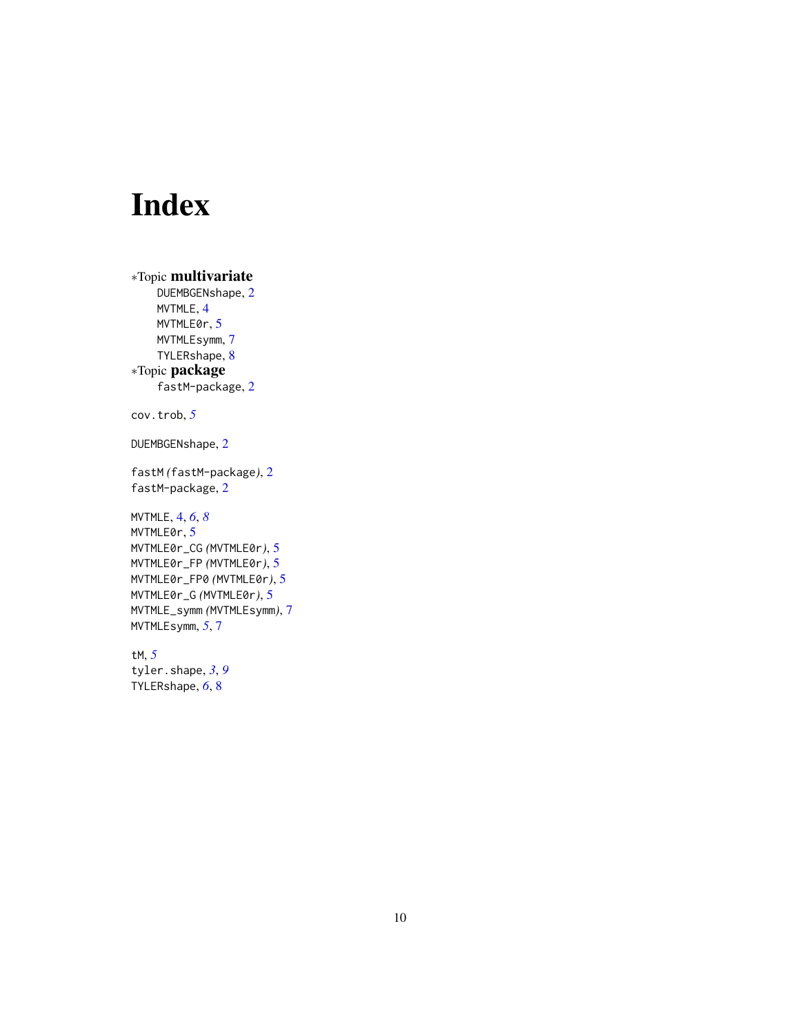# Index

*Topic **multivariate**
- DUEMBGENshape, 2
- MVTMLE, 4
- MVTMLE0r, 5
- MVTMLEsymm, 7
- TYLERshape, 8

*Topic **package**
- fastM-package, 2

cov.trob, *5*

DUEMBGENshape, 2

fastM *(*fastM-package*)*, 2
fastM-package, 2

MVTMLE, 4, *6*, *8*
MVTMLE0r, 5
MVTMLE0r_CG *(*MVTMLE0r*)*, 5
MVTMLE0r_FP *(*MVTMLE0r*)*, 5
MVTMLE0r_FP0 *(*MVTMLE0r*)*, 5
MVTMLE0r_G *(*MVTMLE0r*)*, 5
MVTMLE_symm *(*MVTMLEsymm*)*, 7
MVTMLEsymm, *5*, 7

tM, *5*
tyler.shape, *3*, *9*
TYLERshape, *6*, 8